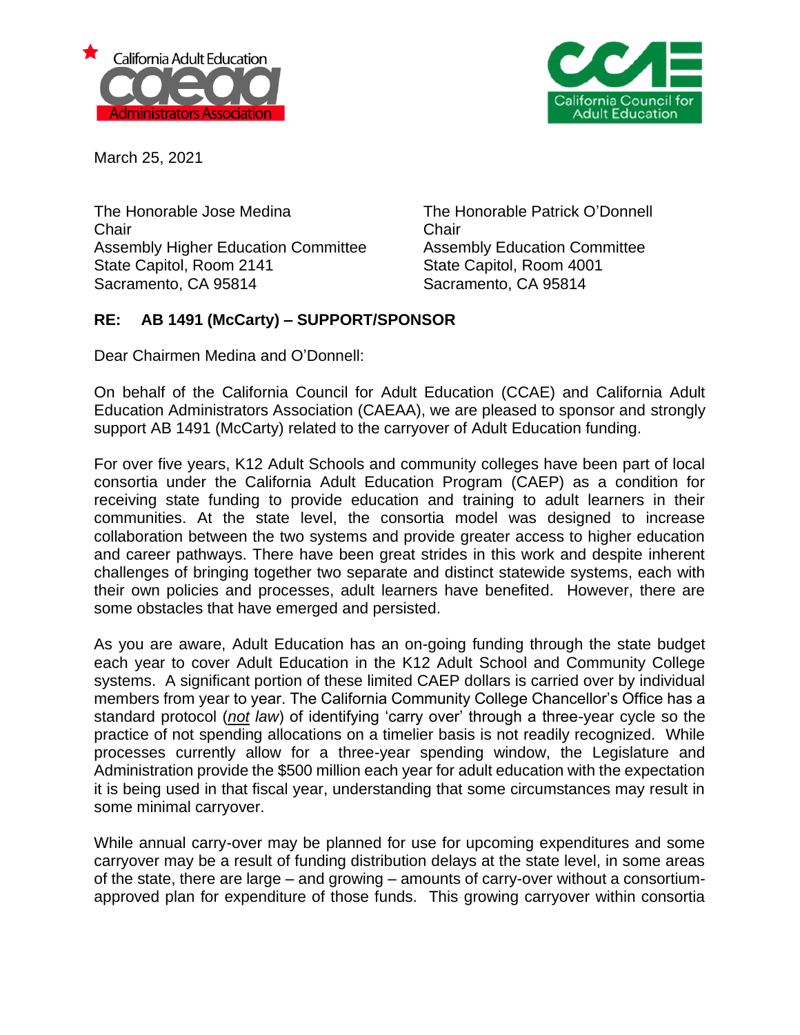California Adult Education Administrators Association

California Council for Adult Education

March 25, 2021

The Honorable Jose Medina
Chair
Assembly Higher Education Committee
State Capitol, Room 2141
Sacramento, CA 95814

The Honorable Patrick O'Donnell
Chair
Assembly Education Committee
State Capitol, Room 4001
Sacramento, CA 95814

**RE: AB 1491 (McCarty) – SUPPORT/SPONSOR**

Dear Chairmen Medina and O'Donnell:

On behalf of the California Council for Adult Education (CCAE) and California Adult Education Administrators Association (CAEAA), we are pleased to sponsor and strongly support AB 1491 (McCarty) related to the carryover of Adult Education funding.

For over five years, K12 Adult Schools and community colleges have been part of local consortia under the California Adult Education Program (CAEP) as a condition for receiving state funding to provide education and training to adult learners in their communities. At the state level, the consortia model was designed to increase collaboration between the two systems and provide greater access to higher education and career pathways. There have been great strides in this work and despite inherent challenges of bringing together two separate and distinct statewide systems, each with their own policies and processes, adult learners have benefited. However, there are some obstacles that have emerged and persisted.

As you are aware, Adult Education has an on-going funding through the state budget each year to cover Adult Education in the K12 Adult School and Community College systems. A significant portion of these limited CAEP dollars is carried over by individual members from year to year. The California Community College Chancellor's Office has a standard protocol (*not law*) of identifying 'carry over' through a three-year cycle so the practice of not spending allocations on a timelier basis is not readily recognized. While processes currently allow for a three-year spending window, the Legislature and Administration provide the $500 million each year for adult education with the expectation it is being used in that fiscal year, understanding that some circumstances may result in some minimal carryover.

While annual carry-over may be planned for use for upcoming expenditures and some carryover may be a result of funding distribution delays at the state level, in some areas of the state, there are large – and growing – amounts of carry-over without a consortium-approved plan for expenditure of those funds. This growing carryover within consortia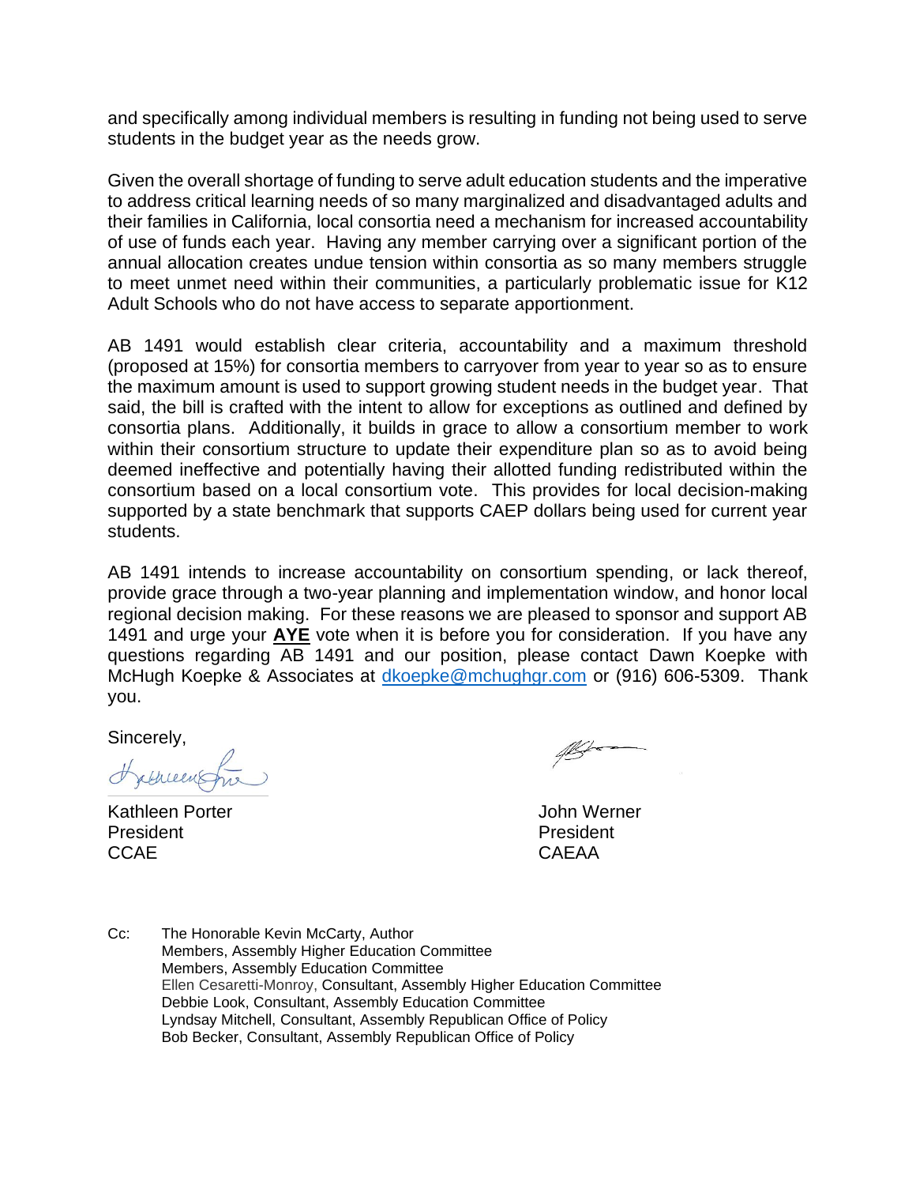and specifically among individual members is resulting in funding not being used to serve students in the budget year as the needs grow.

Given the overall shortage of funding to serve adult education students and the imperative to address critical learning needs of so many marginalized and disadvantaged adults and their families in California, local consortia need a mechanism for increased accountability of use of funds each year. Having any member carrying over a significant portion of the annual allocation creates undue tension within consortia as so many members struggle to meet unmet need within their communities, a particularly problematic issue for K12 Adult Schools who do not have access to separate apportionment.

AB 1491 would establish clear criteria, accountability and a maximum threshold (proposed at 15%) for consortia members to carryover from year to year so as to ensure the maximum amount is used to support growing student needs in the budget year. That said, the bill is crafted with the intent to allow for exceptions as outlined and defined by consortia plans. Additionally, it builds in grace to allow a consortium member to work within their consortium structure to update their expenditure plan so as to avoid being deemed ineffective and potentially having their allotted funding redistributed within the consortium based on a local consortium vote. This provides for local decision-making supported by a state benchmark that supports CAEP dollars being used for current year students.

AB 1491 intends to increase accountability on consortium spending, or lack thereof, provide grace through a two-year planning and implementation window, and honor local regional decision making. For these reasons we are pleased to sponsor and support AB 1491 and urge your **AYE** vote when it is before you for consideration. If you have any questions regarding AB 1491 and our position, please contact Dawn Koepke with McHugh Koepke & Associates at dkoepke@mchughgr.com or (916) 606-5309. Thank you.

Sincerely,

Kathleen Porter
President
CCAE

John Werner
President
CAEAA

Cc: The Honorable Kevin McCarty, Author
Members, Assembly Higher Education Committee
Members, Assembly Education Committee
Ellen Cesaretti-Monroy, Consultant, Assembly Higher Education Committee
Debbie Look, Consultant, Assembly Education Committee
Lyndsay Mitchell, Consultant, Assembly Republican Office of Policy
Bob Becker, Consultant, Assembly Republican Office of Policy